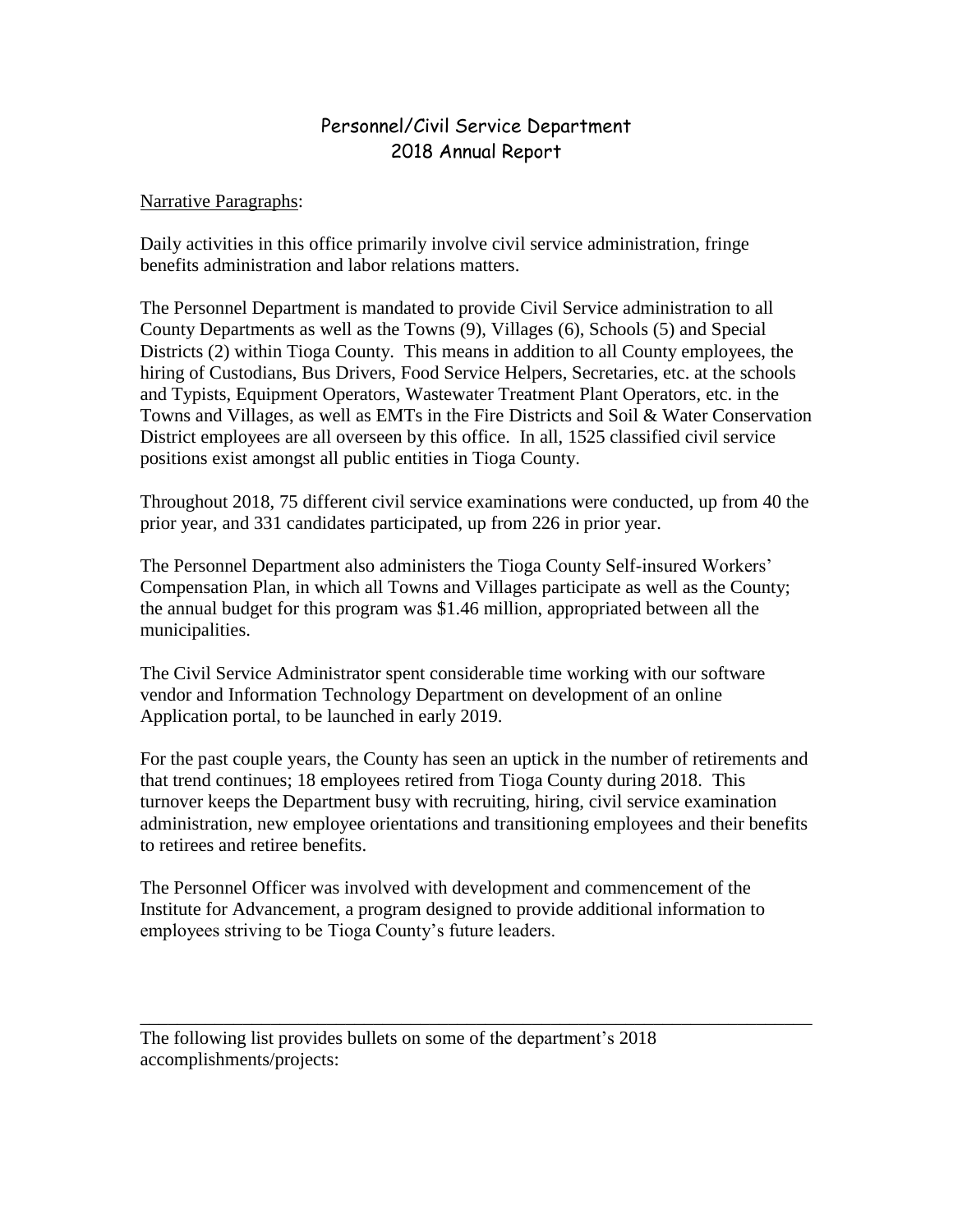# Personnel/Civil Service Department
# 2018 Annual Report

Narrative Paragraphs:

Daily activities in this office primarily involve civil service administration, fringe benefits administration and labor relations matters.

The Personnel Department is mandated to provide Civil Service administration to all County Departments as well as the Towns (9), Villages (6), Schools (5) and Special Districts (2) within Tioga County. This means in addition to all County employees, the hiring of Custodians, Bus Drivers, Food Service Helpers, Secretaries, etc. at the schools and Typists, Equipment Operators, Wastewater Treatment Plant Operators, etc. in the Towns and Villages, as well as EMTs in the Fire Districts and Soil & Water Conservation District employees are all overseen by this office. In all, 1525 classified civil service positions exist amongst all public entities in Tioga County.

Throughout 2018, 75 different civil service examinations were conducted, up from 40 the prior year, and 331 candidates participated, up from 226 in prior year.

The Personnel Department also administers the Tioga County Self-insured Workers' Compensation Plan, in which all Towns and Villages participate as well as the County; the annual budget for this program was $1.46 million, appropriated between all the municipalities.

The Civil Service Administrator spent considerable time working with our software vendor and Information Technology Department on development of an online Application portal, to be launched in early 2019.

For the past couple years, the County has seen an uptick in the number of retirements and that trend continues; 18 employees retired from Tioga County during 2018. This turnover keeps the Department busy with recruiting, hiring, civil service examination administration, new employee orientations and transitioning employees and their benefits to retirees and retiree benefits.

The Personnel Officer was involved with development and commencement of the Institute for Advancement, a program designed to provide additional information to employees striving to be Tioga County's future leaders.

---

The following list provides bullets on some of the department's 2018 accomplishments/projects: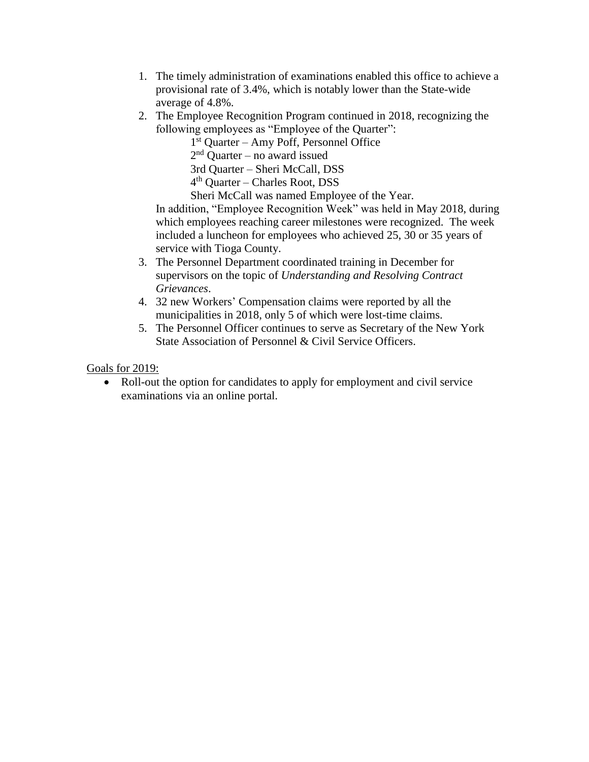1. The timely administration of examinations enabled this office to achieve a provisional rate of 3.4%, which is notably lower than the State-wide average of 4.8%.
2. The Employee Recognition Program continued in 2018, recognizing the following employees as "Employee of the Quarter":

   1st Quarter – Amy Poff, Personnel Office
   2nd Quarter – no award issued
   3rd Quarter – Sheri McCall, DSS
   4th Quarter – Charles Root, DSS
   Sheri McCall was named Employee of the Year.

   In addition, "Employee Recognition Week" was held in May 2018, during which employees reaching career milestones were recognized. The week included a luncheon for employees who achieved 25, 30 or 35 years of service with Tioga County.
3. The Personnel Department coordinated training in December for supervisors on the topic of *Understanding and Resolving Contract Grievances*.
4. 32 new Workers' Compensation claims were reported by all the municipalities in 2018, only 5 of which were lost-time claims.
5. The Personnel Officer continues to serve as Secretary of the New York State Association of Personnel & Civil Service Officers.

<u>Goals for 2019:</u>

- Roll-out the option for candidates to apply for employment and civil service examinations via an online portal.